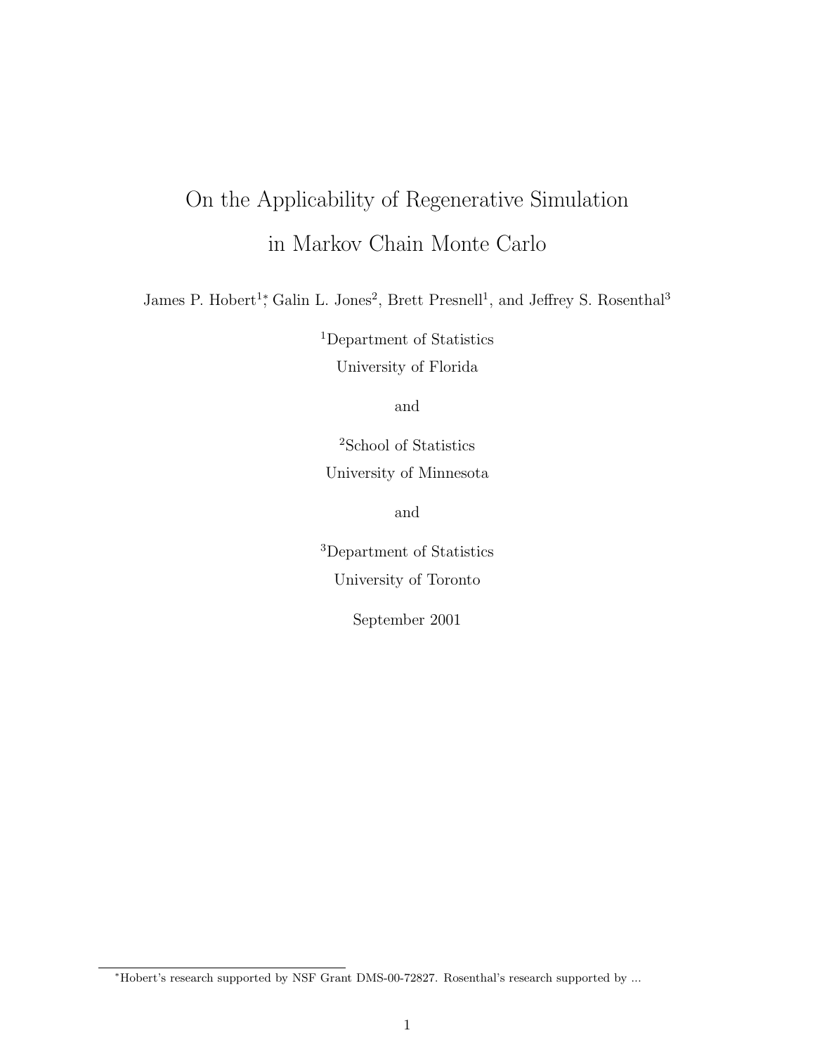# On the Applicability of Regenerative Simulation in Markov Chain Monte Carlo

James P. Hobert[1]*, Galin L. Jones[2], Brett Presnell[1], and Jeffrey S. Rosenthal[3]

[1]Department of Statistics
University of Florida

and

[2]School of Statistics
University of Minnesota

and

[3]Department of Statistics
University of Toronto

September 2001

*Hobert's research supported by NSF Grant DMS-00-72827. Rosenthal's research supported by ...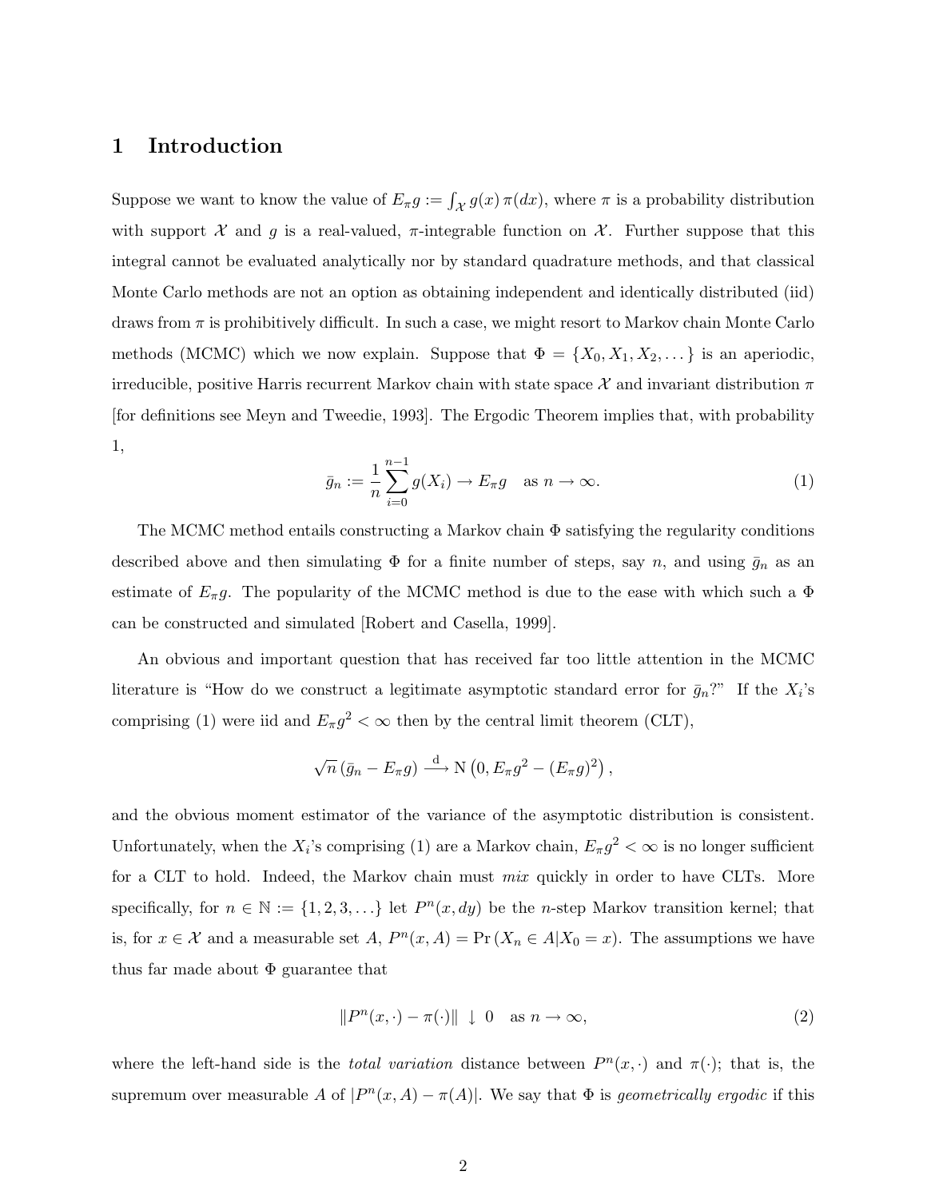# 1 Introduction

Suppose we want to know the value of $E_\pi g := \int_{\mathcal{X}} g(x)\,\pi(dx)$, where $\pi$ is a probability distribution with support $\mathcal{X}$ and $g$ is a real-valued, $\pi$-integrable function on $\mathcal{X}$. Further suppose that this integral cannot be evaluated analytically nor by standard quadrature methods, and that classical Monte Carlo methods are not an option as obtaining independent and identically distributed (iid) draws from $\pi$ is prohibitively difficult. In such a case, we might resort to Markov chain Monte Carlo methods (MCMC) which we now explain. Suppose that $\Phi = \{X_0, X_1, X_2, \dots\}$ is an aperiodic, irreducible, positive Harris recurrent Markov chain with state space $\mathcal{X}$ and invariant distribution $\pi$ [for definitions see Meyn and Tweedie, 1993]. The Ergodic Theorem implies that, with probability 1,

$$\bar{g}_n := \frac{1}{n}\sum_{i=0}^{n-1} g(X_i) \to E_\pi g \quad \text{as } n \to \infty. \tag{1}$$

The MCMC method entails constructing a Markov chain $\Phi$ satisfying the regularity conditions described above and then simulating $\Phi$ for a finite number of steps, say $n$, and using $\bar{g}_n$ as an estimate of $E_\pi g$. The popularity of the MCMC method is due to the ease with which such a $\Phi$ can be constructed and simulated [Robert and Casella, 1999].

An obvious and important question that has received far too little attention in the MCMC literature is "How do we construct a legitimate asymptotic standard error for $\bar{g}_n$?" If the $X_i$'s comprising (1) were iid and $E_\pi g^2 < \infty$ then by the central limit theorem (CLT),

$$\sqrt{n}\left(\bar{g}_n - E_\pi g\right) \xrightarrow{\text{d}} \text{N}\left(0, E_\pi g^2 - (E_\pi g)^2\right),$$

and the obvious moment estimator of the variance of the asymptotic distribution is consistent. Unfortunately, when the $X_i$'s comprising (1) are a Markov chain, $E_\pi g^2 < \infty$ is no longer sufficient for a CLT to hold. Indeed, the Markov chain must *mix* quickly in order to have CLTs. More specifically, for $n \in \mathbb{N} := \{1, 2, 3, \dots\}$ let $P^n(x, dy)$ be the $n$-step Markov transition kernel; that is, for $x \in \mathcal{X}$ and a measurable set $A$, $P^n(x, A) = \Pr(X_n \in A | X_0 = x)$. The assumptions we have thus far made about $\Phi$ guarantee that

$$\|P^n(x, \cdot) - \pi(\cdot)\| \downarrow 0 \quad \text{as } n \to \infty, \tag{2}$$

where the left-hand side is the *total variation* distance between $P^n(x, \cdot)$ and $\pi(\cdot)$; that is, the supremum over measurable $A$ of $|P^n(x, A) - \pi(A)|$. We say that $\Phi$ is *geometrically ergodic* if this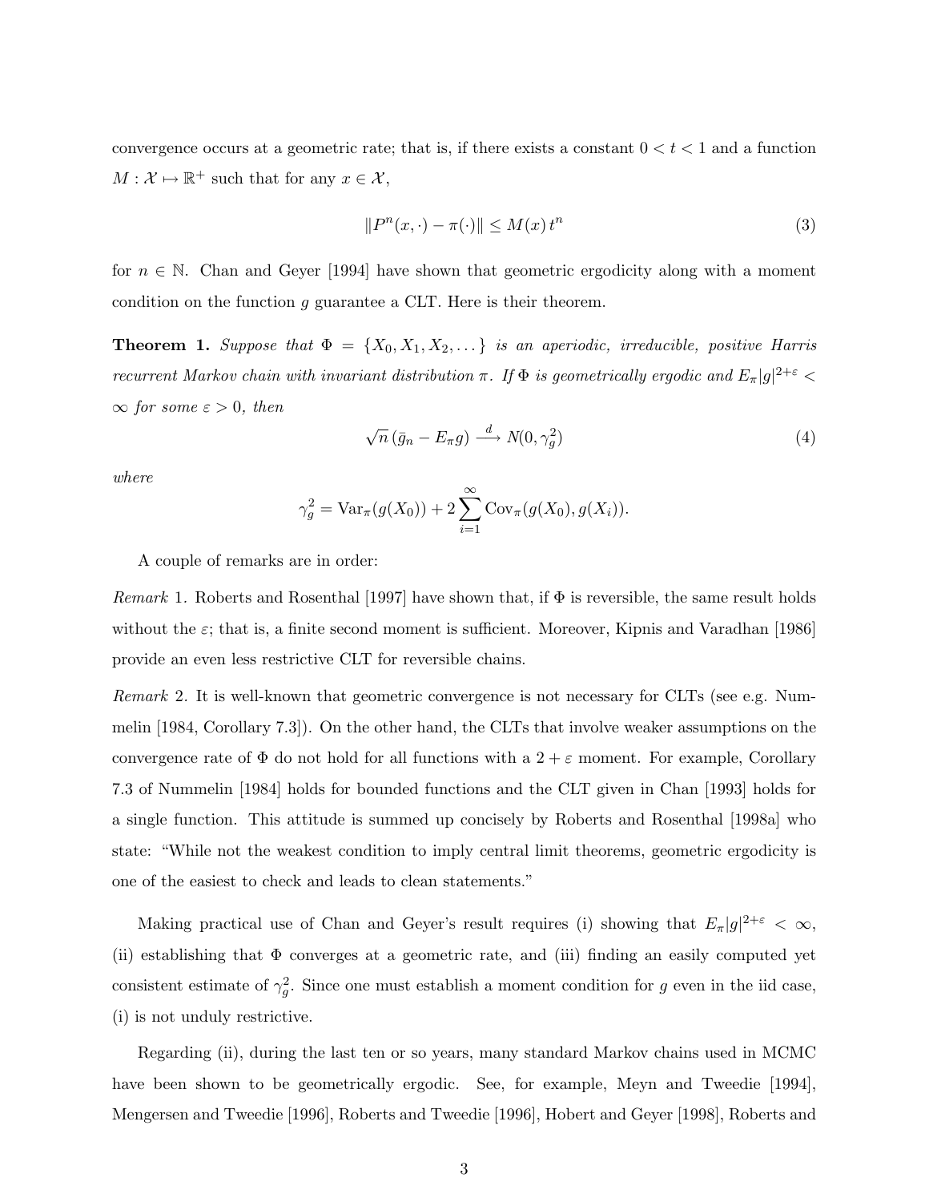convergence occurs at a geometric rate; that is, if there exists a constant $0 < t < 1$ and a function $M : \mathcal{X} \mapsto \mathbb{R}^+$ such that for any $x \in \mathcal{X}$,

$$\|P^n(x, \cdot) - \pi(\cdot)\| \leq M(x)\, t^n \tag{3}$$

for $n \in \mathbb{N}$. Chan and Geyer [1994] have shown that geometric ergodicity along with a moment condition on the function $g$ guarantee a CLT. Here is their theorem.

**Theorem 1.** *Suppose that $\Phi = \{X_0, X_1, X_2, \dots\}$ is an aperiodic, irreducible, positive Harris recurrent Markov chain with invariant distribution $\pi$. If $\Phi$ is geometrically ergodic and $E_\pi |g|^{2+\varepsilon} < \infty$ for some $\varepsilon > 0$, then*

$$\sqrt{n}\,(\bar{g}_n - E_\pi g) \xrightarrow{d} N(0, \gamma_g^2) \tag{4}$$

*where*

$$\gamma_g^2 = \mathrm{Var}_\pi(g(X_0)) + 2\sum_{i=1}^{\infty} \mathrm{Cov}_\pi(g(X_0), g(X_i)).$$

A couple of remarks are in order:

*Remark* 1. Roberts and Rosenthal [1997] have shown that, if $\Phi$ is reversible, the same result holds without the $\varepsilon$; that is, a finite second moment is sufficient. Moreover, Kipnis and Varadhan [1986] provide an even less restrictive CLT for reversible chains.

*Remark* 2. It is well-known that geometric convergence is not necessary for CLTs (see e.g. Nummelin [1984, Corollary 7.3]). On the other hand, the CLTs that involve weaker assumptions on the convergence rate of $\Phi$ do not hold for all functions with a $2 + \varepsilon$ moment. For example, Corollary 7.3 of Nummelin [1984] holds for bounded functions and the CLT given in Chan [1993] holds for a single function. This attitude is summed up concisely by Roberts and Rosenthal [1998a] who state: "While not the weakest condition to imply central limit theorems, geometric ergodicity is one of the easiest to check and leads to clean statements."

Making practical use of Chan and Geyer's result requires (i) showing that $E_\pi |g|^{2+\varepsilon} < \infty$, (ii) establishing that $\Phi$ converges at a geometric rate, and (iii) finding an easily computed yet consistent estimate of $\gamma_g^2$. Since one must establish a moment condition for $g$ even in the iid case, (i) is not unduly restrictive.

Regarding (ii), during the last ten or so years, many standard Markov chains used in MCMC have been shown to be geometrically ergodic. See, for example, Meyn and Tweedie [1994], Mengersen and Tweedie [1996], Roberts and Tweedie [1996], Hobert and Geyer [1998], Roberts and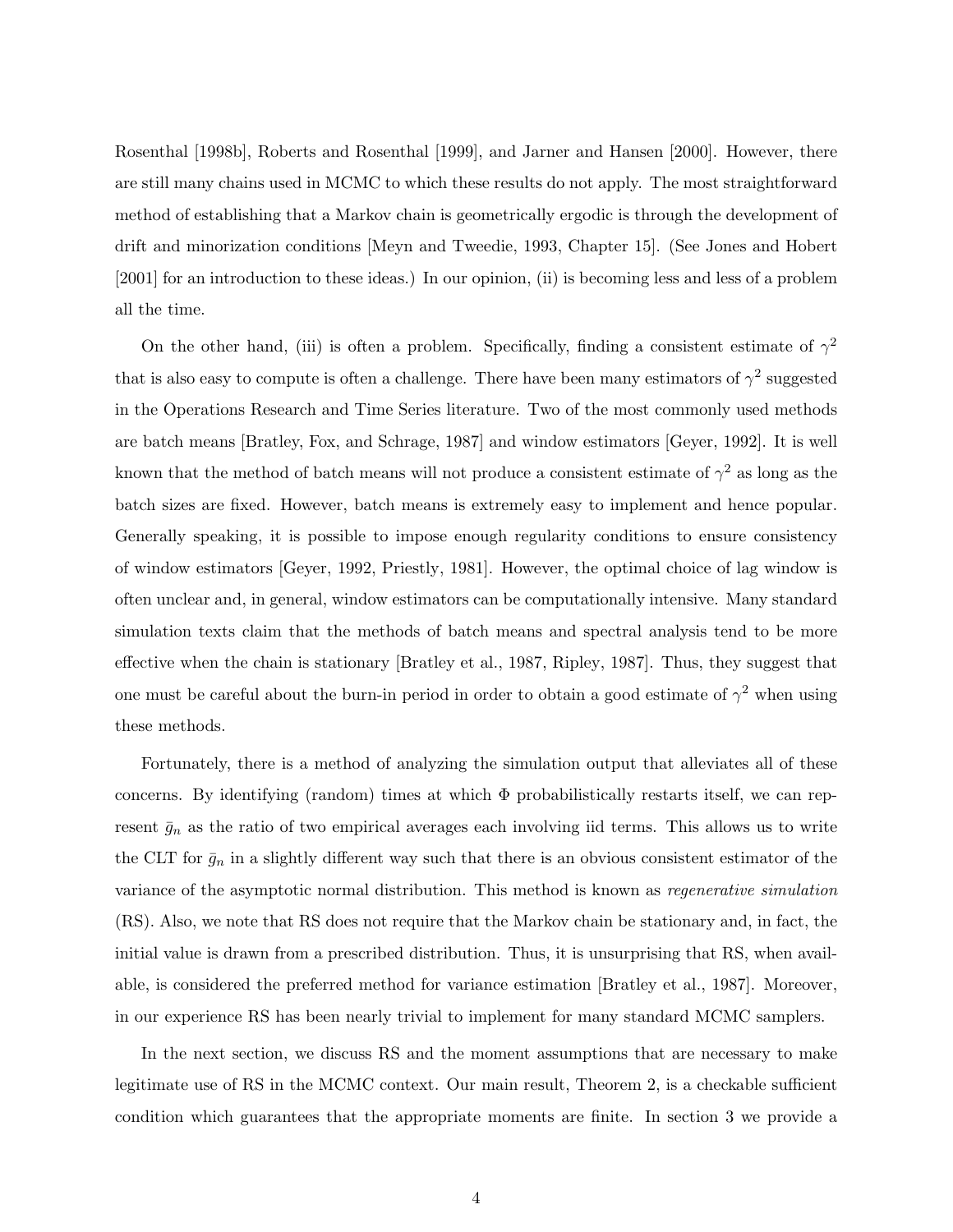Rosenthal [1998b], Roberts and Rosenthal [1999], and Jarner and Hansen [2000]. However, there are still many chains used in MCMC to which these results do not apply. The most straightforward method of establishing that a Markov chain is geometrically ergodic is through the development of drift and minorization conditions [Meyn and Tweedie, 1993, Chapter 15]. (See Jones and Hobert [2001] for an introduction to these ideas.) In our opinion, (ii) is becoming less and less of a problem all the time.

On the other hand, (iii) is often a problem. Specifically, finding a consistent estimate of $\gamma^2$ that is also easy to compute is often a challenge. There have been many estimators of $\gamma^2$ suggested in the Operations Research and Time Series literature. Two of the most commonly used methods are batch means [Bratley, Fox, and Schrage, 1987] and window estimators [Geyer, 1992]. It is well known that the method of batch means will not produce a consistent estimate of $\gamma^2$ as long as the batch sizes are fixed. However, batch means is extremely easy to implement and hence popular. Generally speaking, it is possible to impose enough regularity conditions to ensure consistency of window estimators [Geyer, 1992, Priestly, 1981]. However, the optimal choice of lag window is often unclear and, in general, window estimators can be computationally intensive. Many standard simulation texts claim that the methods of batch means and spectral analysis tend to be more effective when the chain is stationary [Bratley et al., 1987, Ripley, 1987]. Thus, they suggest that one must be careful about the burn-in period in order to obtain a good estimate of $\gamma^2$ when using these methods.

Fortunately, there is a method of analyzing the simulation output that alleviates all of these concerns. By identifying (random) times at which $\Phi$ probabilistically restarts itself, we can represent $\bar{g}_n$ as the ratio of two empirical averages each involving iid terms. This allows us to write the CLT for $\bar{g}_n$ in a slightly different way such that there is an obvious consistent estimator of the variance of the asymptotic normal distribution. This method is known as *regenerative simulation* (RS). Also, we note that RS does not require that the Markov chain be stationary and, in fact, the initial value is drawn from a prescribed distribution. Thus, it is unsurprising that RS, when available, is considered the preferred method for variance estimation [Bratley et al., 1987]. Moreover, in our experience RS has been nearly trivial to implement for many standard MCMC samplers.

In the next section, we discuss RS and the moment assumptions that are necessary to make legitimate use of RS in the MCMC context. Our main result, Theorem 2, is a checkable sufficient condition which guarantees that the appropriate moments are finite. In section 3 we provide a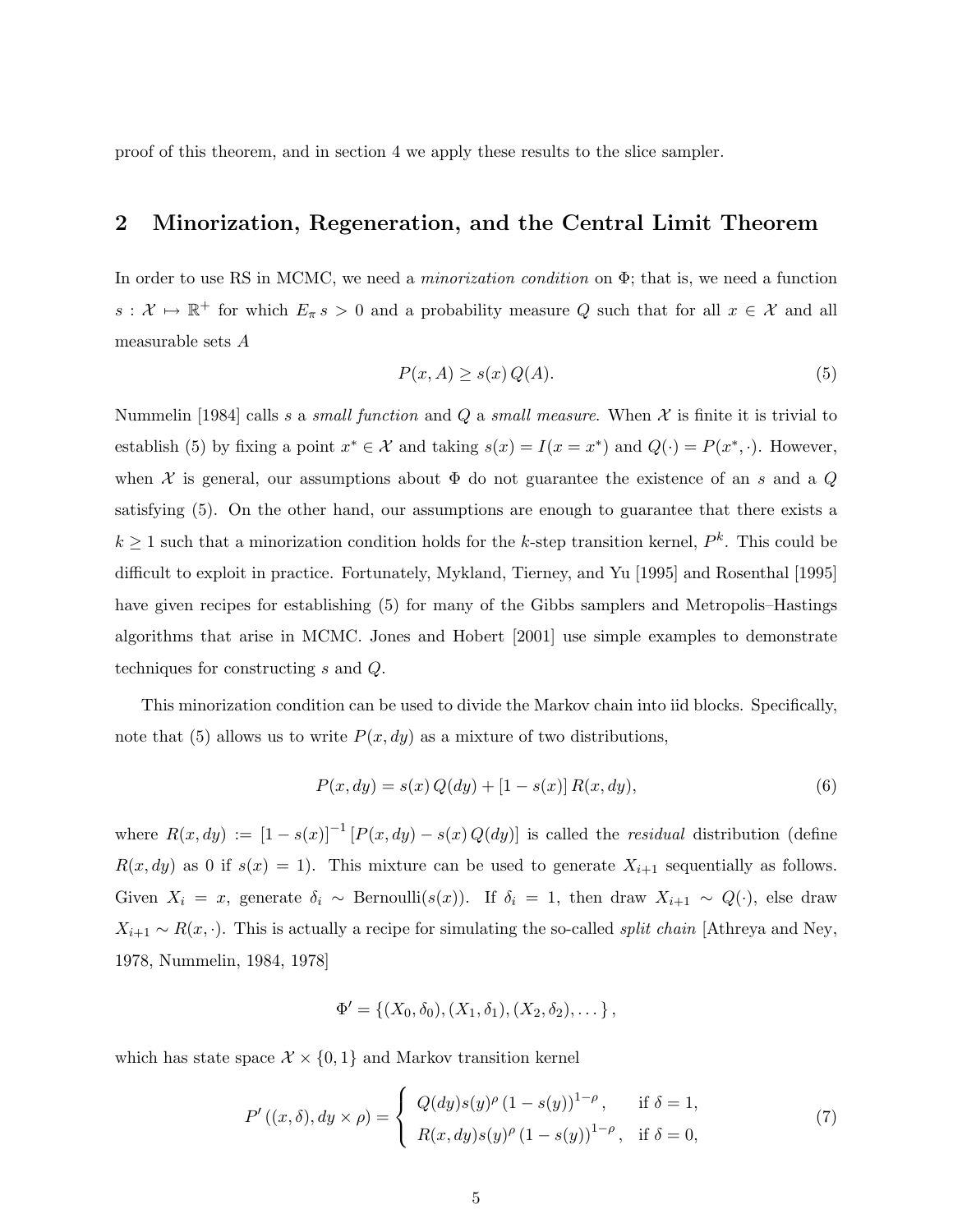proof of this theorem, and in section 4 we apply these results to the slice sampler.

## 2 Minorization, Regeneration, and the Central Limit Theorem

In order to use RS in MCMC, we need a *minorization condition* on $\Phi$; that is, we need a function $s : \mathcal{X} \mapsto \mathbb{R}^+$ for which $E_\pi s > 0$ and a probability measure $Q$ such that for all $x \in \mathcal{X}$ and all measurable sets $A$

$$P(x, A) \geq s(x)\, Q(A). \tag{5}$$

Nummelin [1984] calls $s$ a *small function* and $Q$ a *small measure*. When $\mathcal{X}$ is finite it is trivial to establish (5) by fixing a point $x^* \in \mathcal{X}$ and taking $s(x) = I(x = x^*)$ and $Q(\cdot) = P(x^*, \cdot)$. However, when $\mathcal{X}$ is general, our assumptions about $\Phi$ do not guarantee the existence of an $s$ and a $Q$ satisfying (5). On the other hand, our assumptions are enough to guarantee that there exists a $k \geq 1$ such that a minorization condition holds for the $k$-step transition kernel, $P^k$. This could be difficult to exploit in practice. Fortunately, Mykland, Tierney, and Yu [1995] and Rosenthal [1995] have given recipes for establishing (5) for many of the Gibbs samplers and Metropolis–Hastings algorithms that arise in MCMC. Jones and Hobert [2001] use simple examples to demonstrate techniques for constructing $s$ and $Q$.

This minorization condition can be used to divide the Markov chain into iid blocks. Specifically, note that (5) allows us to write $P(x, dy)$ as a mixture of two distributions,

$$P(x, dy) = s(x)\, Q(dy) + [1 - s(x)]\, R(x, dy), \tag{6}$$

where $R(x, dy) := [1 - s(x)]^{-1} [P(x, dy) - s(x)\, Q(dy)]$ is called the *residual* distribution (define $R(x, dy)$ as 0 if $s(x) = 1$). This mixture can be used to generate $X_{i+1}$ sequentially as follows. Given $X_i = x$, generate $\delta_i \sim \text{Bernoulli}(s(x))$. If $\delta_i = 1$, then draw $X_{i+1} \sim Q(\cdot)$, else draw $X_{i+1} \sim R(x, \cdot)$. This is actually a recipe for simulating the so-called *split chain* [Athreya and Ney, 1978, Nummelin, 1984, 1978]

$$\Phi' = \{(X_0, \delta_0), (X_1, \delta_1), (X_2, \delta_2), \dots\},$$

which has state space $\mathcal{X} \times \{0, 1\}$ and Markov transition kernel

$$P'\left((x, \delta), dy \times \rho\right) = \begin{cases} Q(dy) s(y)^\rho \left(1 - s(y)\right)^{1-\rho}, & \text{if } \delta = 1, \\ R(x, dy) s(y)^\rho \left(1 - s(y)\right)^{1-\rho}, & \text{if } \delta = 0, \end{cases} \tag{7}$$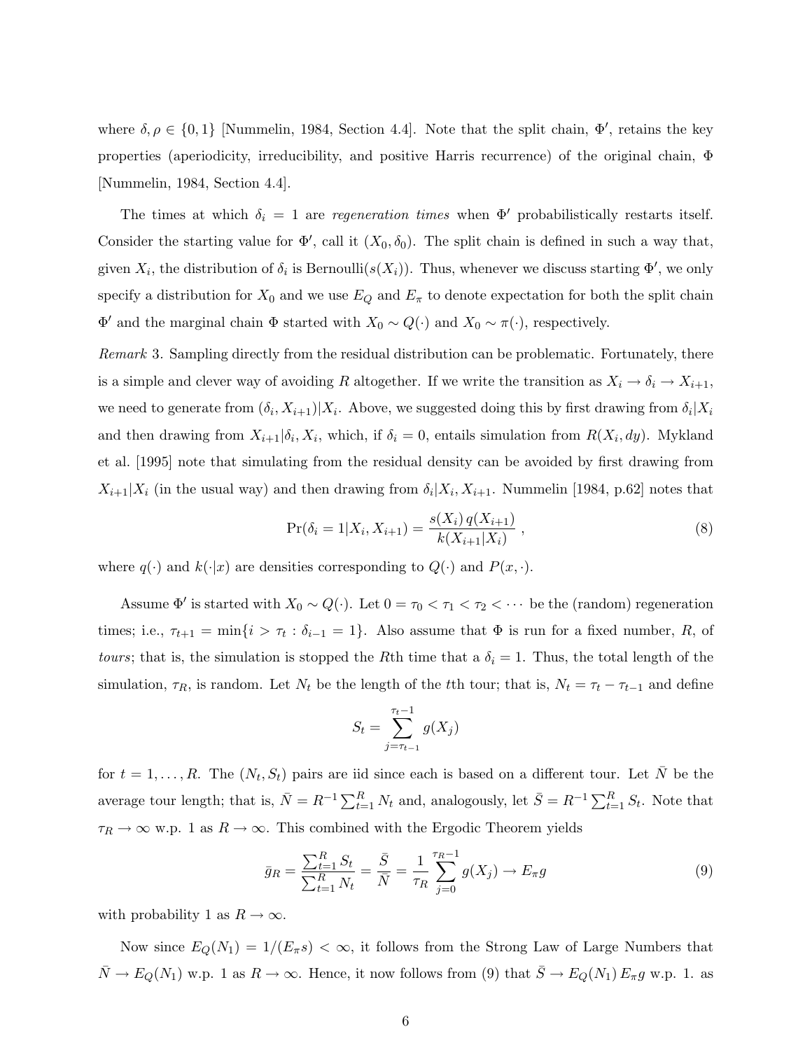where $\delta, \rho \in \{0, 1\}$ [Nummelin, 1984, Section 4.4]. Note that the split chain, $\Phi'$, retains the key properties (aperiodicity, irreducibility, and positive Harris recurrence) of the original chain, $\Phi$ [Nummelin, 1984, Section 4.4].

The times at which $\delta_i = 1$ are *regeneration times* when $\Phi'$ probabilistically restarts itself. Consider the starting value for $\Phi'$, call it $(X_0, \delta_0)$. The split chain is defined in such a way that, given $X_i$, the distribution of $\delta_i$ is Bernoulli$(s(X_i))$. Thus, whenever we discuss starting $\Phi'$, we only specify a distribution for $X_0$ and we use $E_Q$ and $E_\pi$ to denote expectation for both the split chain $\Phi'$ and the marginal chain $\Phi$ started with $X_0 \sim Q(\cdot)$ and $X_0 \sim \pi(\cdot)$, respectively.

*Remark* 3. Sampling directly from the residual distribution can be problematic. Fortunately, there is a simple and clever way of avoiding $R$ altogether. If we write the transition as $X_i \to \delta_i \to X_{i+1}$, we need to generate from $(\delta_i, X_{i+1})|X_i$. Above, we suggested doing this by first drawing from $\delta_i|X_i$ and then drawing from $X_{i+1}|\delta_i, X_i$, which, if $\delta_i = 0$, entails simulation from $R(X_i, dy)$. Mykland et al. [1995] note that simulating from the residual density can be avoided by first drawing from $X_{i+1}|X_i$ (in the usual way) and then drawing from $\delta_i|X_i, X_{i+1}$. Nummelin [1984, p.62] notes that

$$\Pr(\delta_i = 1|X_i, X_{i+1}) = \frac{s(X_i)\, q(X_{i+1})}{k(X_{i+1}|X_i)} \,, \tag{8}$$

where $q(\cdot)$ and $k(\cdot|x)$ are densities corresponding to $Q(\cdot)$ and $P(x, \cdot)$.

Assume $\Phi'$ is started with $X_0 \sim Q(\cdot)$. Let $0 = \tau_0 < \tau_1 < \tau_2 < \cdots$ be the (random) regeneration times; i.e., $\tau_{t+1} = \min\{i > \tau_t : \delta_{i-1} = 1\}$. Also assume that $\Phi$ is run for a fixed number, $R$, of *tours*; that is, the simulation is stopped the $R$th time that a $\delta_i = 1$. Thus, the total length of the simulation, $\tau_R$, is random. Let $N_t$ be the length of the $t$th tour; that is, $N_t = \tau_t - \tau_{t-1}$ and define

$$S_t = \sum_{j=\tau_{t-1}}^{\tau_t - 1} g(X_j)$$

for $t = 1, \ldots, R$. The $(N_t, S_t)$ pairs are iid since each is based on a different tour. Let $\bar{N}$ be the average tour length; that is, $\bar{N} = R^{-1}\sum_{t=1}^{R} N_t$ and, analogously, let $\bar{S} = R^{-1}\sum_{t=1}^{R} S_t$. Note that $\tau_R \to \infty$ w.p. 1 as $R \to \infty$. This combined with the Ergodic Theorem yields

$$\bar{g}_R = \frac{\sum_{t=1}^{R} S_t}{\sum_{t=1}^{R} N_t} = \frac{\bar{S}}{\bar{N}} = \frac{1}{\tau_R}\sum_{j=0}^{\tau_R - 1} g(X_j) \to E_\pi g \tag{9}$$

with probability 1 as $R \to \infty$.

Now since $E_Q(N_1) = 1/(E_\pi s) < \infty$, it follows from the Strong Law of Large Numbers that $\bar{N} \to E_Q(N_1)$ w.p. 1 as $R \to \infty$. Hence, it now follows from (9) that $\bar{S} \to E_Q(N_1)\, E_\pi g$ w.p. 1. as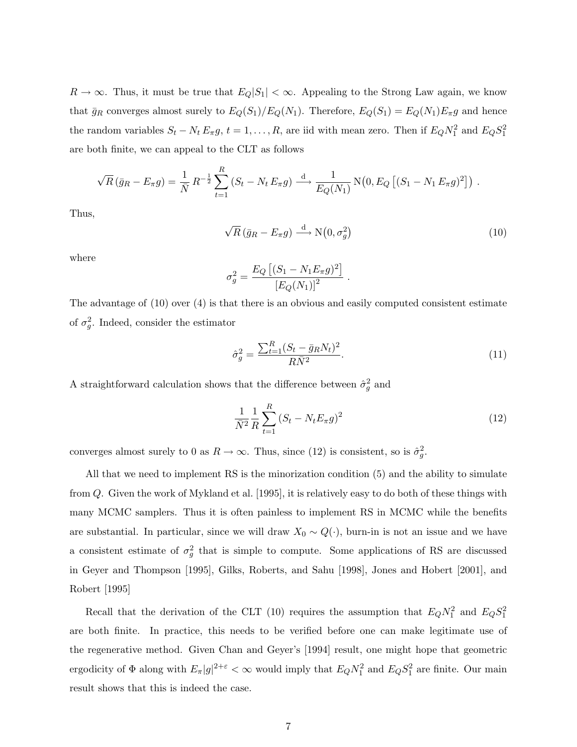$R \to \infty$. Thus, it must be true that $E_Q|S_1| < \infty$. Appealing to the Strong Law again, we know that $\bar{g}_R$ converges almost surely to $E_Q(S_1)/E_Q(N_1)$. Therefore, $E_Q(S_1) = E_Q(N_1)E_\pi g$ and hence the random variables $S_t - N_t\, E_\pi g$, $t = 1, \ldots, R$, are iid with mean zero. Then if $E_Q N_1^2$ and $E_Q S_1^2$ are both finite, we can appeal to the CLT as follows

$$\sqrt{R}\,(\bar{g}_R - E_\pi g) = \frac{1}{\bar{N}}\, R^{-\frac{1}{2}} \sum_{t=1}^{R} (S_t - N_t\, E_\pi g) \xrightarrow{\text{d}} \frac{1}{E_Q(N_1)}\, \mathrm{N}\big(0, E_Q\left[(S_1 - N_1\, E_\pi g)^2\right]\big)\ .$$

Thus,

$$\sqrt{R}\,(\bar{g}_R - E_\pi g) \xrightarrow{\text{d}} \mathrm{N}\big(0, \sigma_g^2\big) \tag{10}$$

where

$$\sigma_g^2 = \frac{E_Q\left[(S_1 - N_1 E_\pi g)^2\right]}{\left[E_Q(N_1)\right]^2}\ .$$

The advantage of (10) over (4) is that there is an obvious and easily computed consistent estimate of $\sigma_g^2$. Indeed, consider the estimator

$$\hat{\sigma}_g^2 = \frac{\sum_{t=1}^{R}(S_t - \bar{g}_R N_t)^2}{R\bar{N}^2}. \tag{11}$$

A straightforward calculation shows that the difference between $\hat{\sigma}_g^2$ and

$$\frac{1}{\bar{N}^2}\frac{1}{R}\sum_{t=1}^{R}(S_t - N_t E_\pi g)^2 \tag{12}$$

converges almost surely to 0 as $R \to \infty$. Thus, since (12) is consistent, so is $\hat{\sigma}_g^2$.

All that we need to implement RS is the minorization condition (5) and the ability to simulate from $Q$. Given the work of Mykland et al. [1995], it is relatively easy to do both of these things with many MCMC samplers. Thus it is often painless to implement RS in MCMC while the benefits are substantial. In particular, since we will draw $X_0 \sim Q(\cdot)$, burn-in is not an issue and we have a consistent estimate of $\sigma_g^2$ that is simple to compute. Some applications of RS are discussed in Geyer and Thompson [1995], Gilks, Roberts, and Sahu [1998], Jones and Hobert [2001], and Robert [1995]

Recall that the derivation of the CLT (10) requires the assumption that $E_Q N_1^2$ and $E_Q S_1^2$ are both finite. In practice, this needs to be verified before one can make legitimate use of the regenerative method. Given Chan and Geyer's [1994] result, one might hope that geometric ergodicity of $\Phi$ along with $E_\pi|g|^{2+\varepsilon} < \infty$ would imply that $E_Q N_1^2$ and $E_Q S_1^2$ are finite. Our main result shows that this is indeed the case.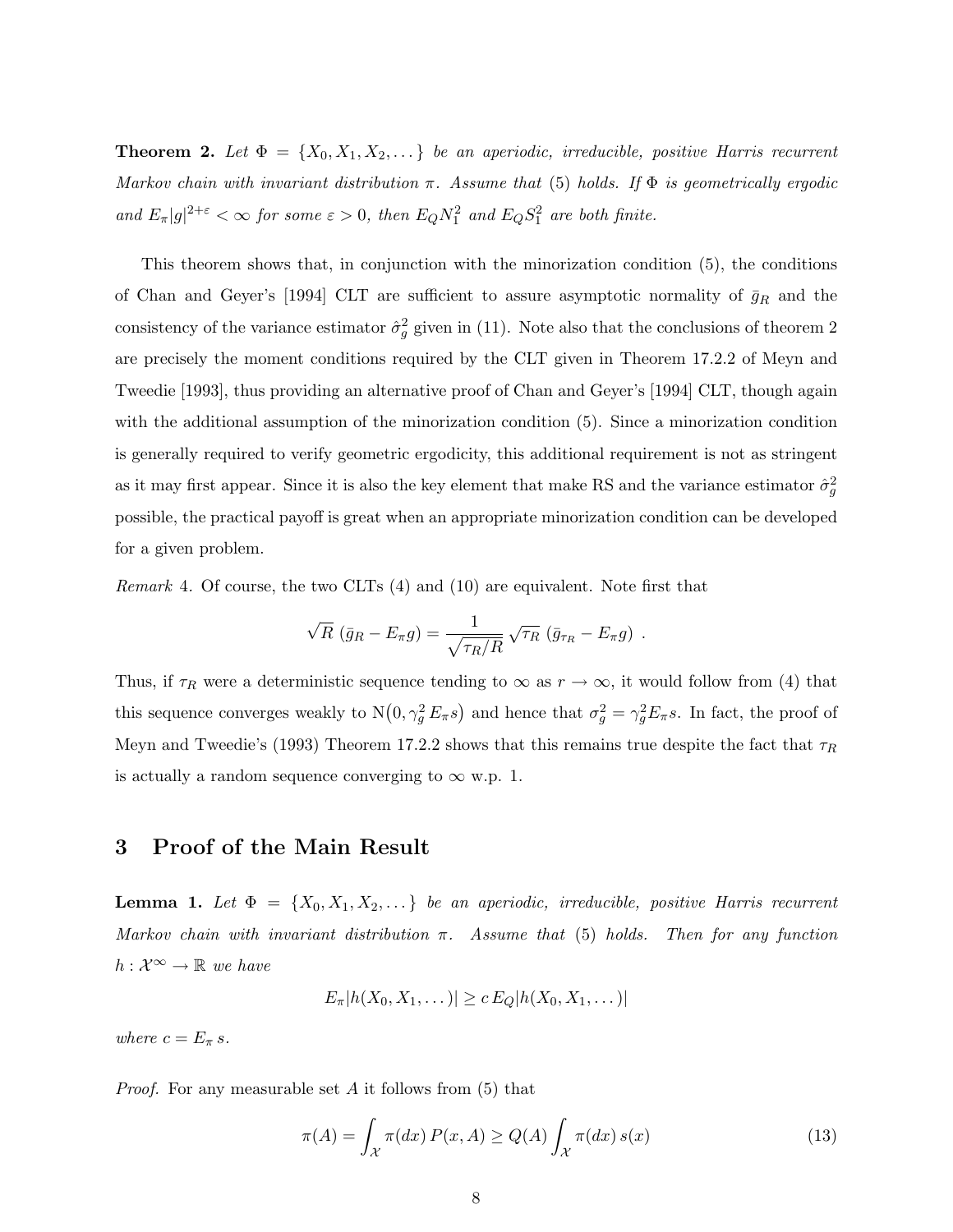**Theorem 2.** *Let $\Phi = \{X_0, X_1, X_2, \dots\}$ be an aperiodic, irreducible, positive Harris recurrent Markov chain with invariant distribution $\pi$. Assume that (5) holds. If $\Phi$ is geometrically ergodic and $E_\pi |g|^{2+\varepsilon} < \infty$ for some $\varepsilon > 0$, then $E_Q N_1^2$ and $E_Q S_1^2$ are both finite.*

This theorem shows that, in conjunction with the minorization condition (5), the conditions of Chan and Geyer's [1994] CLT are sufficient to assure asymptotic normality of $\bar{g}_R$ and the consistency of the variance estimator $\hat{\sigma}_g^2$ given in (11). Note also that the conclusions of theorem 2 are precisely the moment conditions required by the CLT given in Theorem 17.2.2 of Meyn and Tweedie [1993], thus providing an alternative proof of Chan and Geyer's [1994] CLT, though again with the additional assumption of the minorization condition (5). Since a minorization condition is generally required to verify geometric ergodicity, this additional requirement is not as stringent as it may first appear. Since it is also the key element that make RS and the variance estimator $\hat{\sigma}_g^2$ possible, the practical payoff is great when an appropriate minorization condition can be developed for a given problem.

*Remark* 4. Of course, the two CLTs (4) and (10) are equivalent. Note first that

$$\sqrt{R}\ (\bar{g}_R - E_\pi g) = \frac{1}{\sqrt{\tau_R / R}} \sqrt{\tau_R}\ (\bar{g}_{\tau_R} - E_\pi g)\ .$$

Thus, if $\tau_R$ were a deterministic sequence tending to $\infty$ as $r \to \infty$, it would follow from (4) that this sequence converges weakly to $\mathrm{N}\big(0, \gamma_g^2\, E_\pi s\big)$ and hence that $\sigma_g^2 = \gamma_g^2 E_\pi s$. In fact, the proof of Meyn and Tweedie's (1993) Theorem 17.2.2 shows that this remains true despite the fact that $\tau_R$ is actually a random sequence converging to $\infty$ w.p. 1.

## 3 Proof of the Main Result

**Lemma 1.** *Let $\Phi = \{X_0, X_1, X_2, \dots\}$ be an aperiodic, irreducible, positive Harris recurrent Markov chain with invariant distribution $\pi$. Assume that (5) holds. Then for any function $h : \mathcal{X}^\infty \to \mathbb{R}$ we have*

$$E_\pi |h(X_0, X_1, \dots)| \geq c\, E_Q |h(X_0, X_1, \dots)|$$

*where $c = E_\pi\, s$.*

*Proof.* For any measurable set $A$ it follows from (5) that

$$\pi(A) = \int_{\mathcal{X}} \pi(dx)\, P(x, A) \geq Q(A) \int_{\mathcal{X}} \pi(dx)\, s(x) \tag{13}$$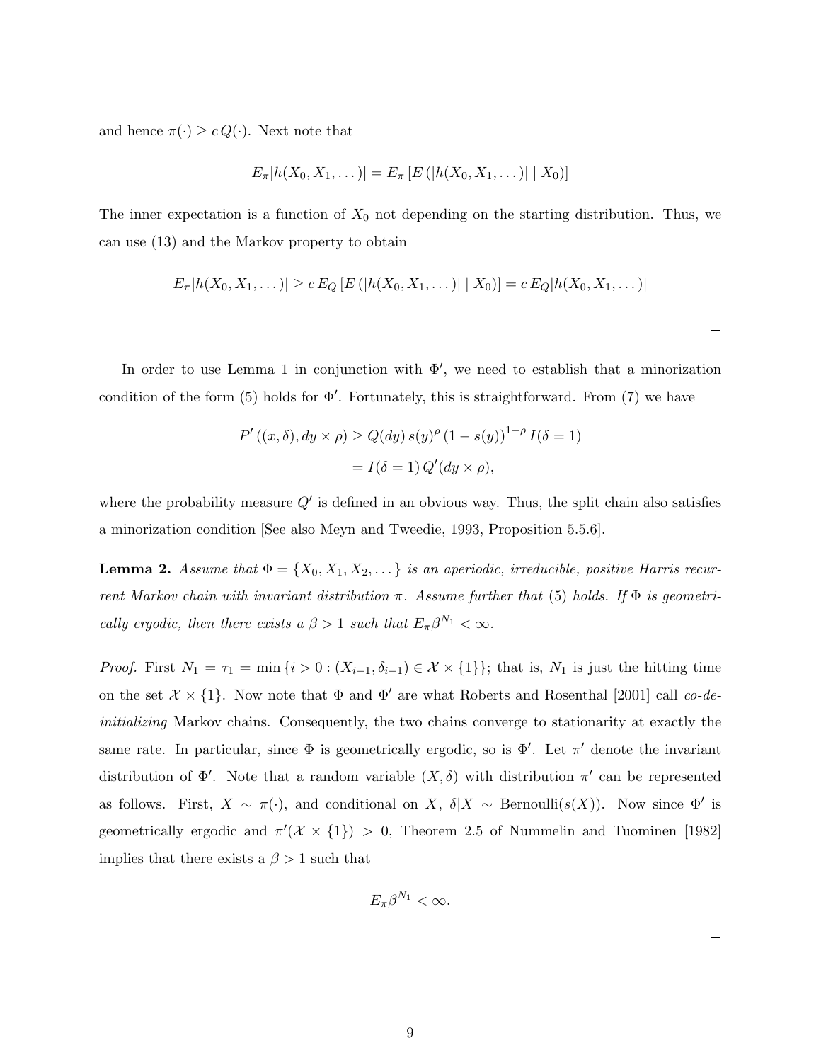and hence $\pi(\cdot) \geq c\, Q(\cdot)$. Next note that

$$E_\pi |h(X_0, X_1, \dots)| = E_\pi \left[ E \left( |h(X_0, X_1, \dots)| \mid X_0 \right) \right]$$

The inner expectation is a function of $X_0$ not depending on the starting distribution. Thus, we can use (13) and the Markov property to obtain

$$E_\pi |h(X_0, X_1, \dots)| \geq c\, E_Q \left[ E \left( |h(X_0, X_1, \dots)| \mid X_0 \right) \right] = c\, E_Q |h(X_0, X_1, \dots)|$$

□

In order to use Lemma 1 in conjunction with $\Phi'$, we need to establish that a minorization condition of the form (5) holds for $\Phi'$. Fortunately, this is straightforward. From (7) we have

$$\begin{aligned} P'\left((x,\delta), dy \times \rho\right) &\geq Q(dy)\, s(y)^\rho \left(1 - s(y)\right)^{1-\rho} I(\delta = 1) \\ &= I(\delta = 1)\, Q'(dy \times \rho), \end{aligned}$$

where the probability measure $Q'$ is defined in an obvious way. Thus, the split chain also satisfies a minorization condition [See also Meyn and Tweedie, 1993, Proposition 5.5.6].

**Lemma 2.** *Assume that $\Phi = \{X_0, X_1, X_2, \dots\}$ is an aperiodic, irreducible, positive Harris recurrent Markov chain with invariant distribution $\pi$. Assume further that* (5) *holds. If $\Phi$ is geometrically ergodic, then there exists a $\beta > 1$ such that $E_\pi \beta^{N_1} < \infty$.*

*Proof.* First $N_1 = \tau_1 = \min\{i > 0 : (X_{i-1}, \delta_{i-1}) \in \mathcal{X} \times \{1\}\}$; that is, $N_1$ is just the hitting time on the set $\mathcal{X} \times \{1\}$. Now note that $\Phi$ and $\Phi'$ are what Roberts and Rosenthal [2001] call *co-de-initializing* Markov chains. Consequently, the two chains converge to stationarity at exactly the same rate. In particular, since $\Phi$ is geometrically ergodic, so is $\Phi'$. Let $\pi'$ denote the invariant distribution of $\Phi'$. Note that a random variable $(X, \delta)$ with distribution $\pi'$ can be represented as follows. First, $X \sim \pi(\cdot)$, and conditional on $X$, $\delta | X \sim \text{Bernoulli}(s(X))$. Now since $\Phi'$ is geometrically ergodic and $\pi'(\mathcal{X} \times \{1\}) > 0$, Theorem 2.5 of Nummelin and Tuominen [1982] implies that there exists a $\beta > 1$ such that

$$E_\pi \beta^{N_1} < \infty.$$

□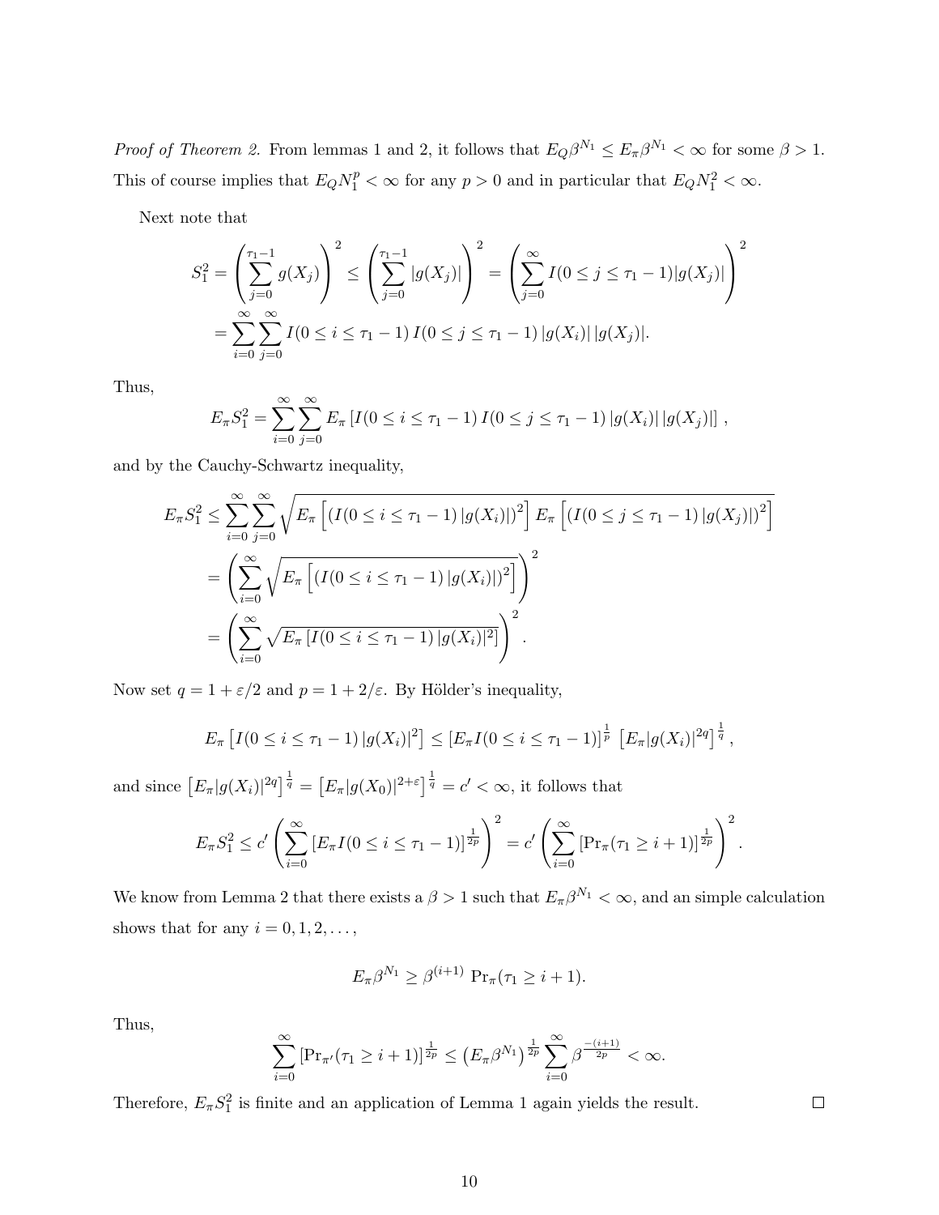*Proof of Theorem 2.* From lemmas 1 and 2, it follows that $E_Q \beta^{N_1} \leq E_\pi \beta^{N_1} < \infty$ for some $\beta > 1$. This of course implies that $E_Q N_1^p < \infty$ for any $p > 0$ and in particular that $E_Q N_1^2 < \infty$.

Next note that

$$S_1^2 = \left( \sum_{j=0}^{\tau_1 - 1} g(X_j) \right)^2 \leq \left( \sum_{j=0}^{\tau_1 - 1} |g(X_j)| \right)^2 = \left( \sum_{j=0}^{\infty} I(0 \leq j \leq \tau_1 - 1) |g(X_j)| \right)^2$$

$$= \sum_{i=0}^{\infty} \sum_{j=0}^{\infty} I(0 \leq i \leq \tau_1 - 1)\, I(0 \leq j \leq \tau_1 - 1)\, |g(X_i)|\, |g(X_j)|.$$

Thus,

$$E_\pi S_1^2 = \sum_{i=0}^{\infty} \sum_{j=0}^{\infty} E_\pi \left[ I(0 \leq i \leq \tau_1 - 1)\, I(0 \leq j \leq \tau_1 - 1)\, |g(X_i)|\, |g(X_j)| \right],$$

and by the Cauchy-Schwartz inequality,

$$E_\pi S_1^2 \leq \sum_{i=0}^{\infty} \sum_{j=0}^{\infty} \sqrt{ E_\pi \left[ \left( I(0 \leq i \leq \tau_1 - 1)\, |g(X_i)| \right)^2 \right] E_\pi \left[ \left( I(0 \leq j \leq \tau_1 - 1)\, |g(X_j)| \right)^2 \right] }$$

$$= \left( \sum_{i=0}^{\infty} \sqrt{ E_\pi \left[ \left( I(0 \leq i \leq \tau_1 - 1)\, |g(X_i)| \right)^2 \right] } \right)^2$$

$$= \left( \sum_{i=0}^{\infty} \sqrt{ E_\pi \left[ I(0 \leq i \leq \tau_1 - 1)\, |g(X_i)|^2 \right] } \right)^2.$$

Now set $q = 1 + \varepsilon/2$ and $p = 1 + 2/\varepsilon$. By Hölder's inequality,

$$E_\pi \left[ I(0 \leq i \leq \tau_1 - 1)\, |g(X_i)|^2 \right] \leq \left[ E_\pi I(0 \leq i \leq \tau_1 - 1) \right]^{\frac{1}{p}} \left[ E_\pi |g(X_i)|^{2q} \right]^{\frac{1}{q}},$$

and since $\left[ E_\pi |g(X_i)|^{2q} \right]^{\frac{1}{q}} = \left[ E_\pi |g(X_0)|^{2+\varepsilon} \right]^{\frac{1}{q}} = c' < \infty$, it follows that

$$E_\pi S_1^2 \leq c' \left( \sum_{i=0}^{\infty} \left[ E_\pi I(0 \leq i \leq \tau_1 - 1) \right]^{\frac{1}{2p}} \right)^2 = c' \left( \sum_{i=0}^{\infty} \left[ \Pr_\pi(\tau_1 \geq i + 1) \right]^{\frac{1}{2p}} \right)^2.$$

We know from Lemma 2 that there exists a $\beta > 1$ such that $E_\pi \beta^{N_1} < \infty$, and an simple calculation shows that for any $i = 0, 1, 2, \ldots$,

$$E_\pi \beta^{N_1} \geq \beta^{(i+1)} \Pr_\pi(\tau_1 \geq i + 1).$$

Thus,

$$\sum_{i=0}^{\infty} \left[ \Pr_{\pi'}(\tau_1 \geq i + 1) \right]^{\frac{1}{2p}} \leq \left( E_\pi \beta^{N_1} \right)^{\frac{1}{2p}} \sum_{i=0}^{\infty} \beta^{\frac{-(i+1)}{2p}} < \infty.$$

Therefore, $E_\pi S_1^2$ is finite and an application of Lemma 1 again yields the result. $\square$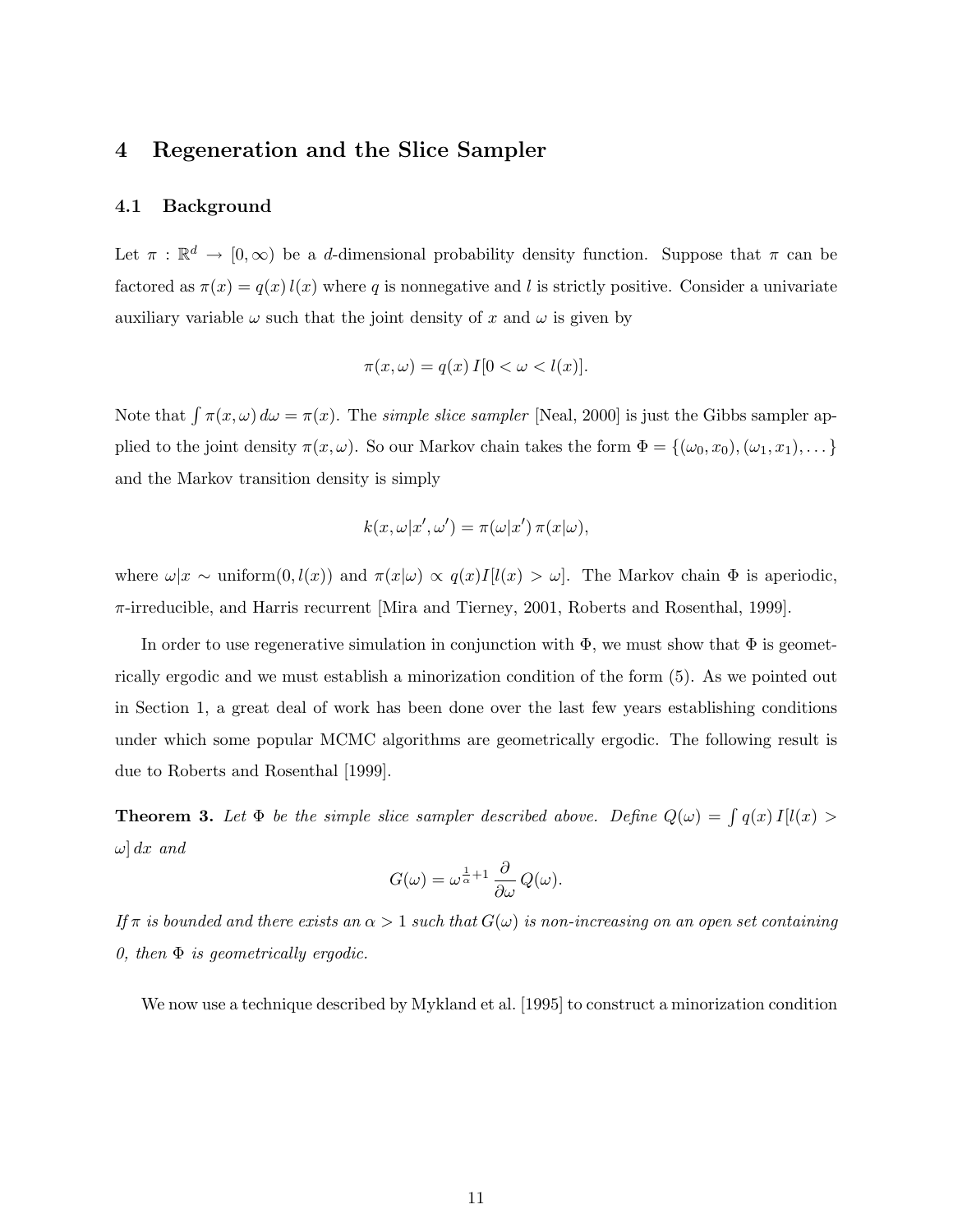## 4 Regeneration and the Slice Sampler

### 4.1 Background

Let $\pi : \mathbb{R}^d \to [0, \infty)$ be a $d$-dimensional probability density function. Suppose that $\pi$ can be factored as $\pi(x) = q(x)\, l(x)$ where $q$ is nonnegative and $l$ is strictly positive. Consider a univariate auxiliary variable $\omega$ such that the joint density of $x$ and $\omega$ is given by

$$\pi(x, \omega) = q(x)\, I[0 < \omega < l(x)].$$

Note that $\int \pi(x, \omega)\, d\omega = \pi(x)$. The *simple slice sampler* [Neal, 2000] is just the Gibbs sampler applied to the joint density $\pi(x, \omega)$. So our Markov chain takes the form $\Phi = \{(\omega_0, x_0), (\omega_1, x_1), \dots\}$ and the Markov transition density is simply

$$k(x, \omega | x', \omega') = \pi(\omega | x')\, \pi(x | \omega),$$

where $\omega | x \sim \text{uniform}(0, l(x))$ and $\pi(x|\omega) \propto q(x) I[l(x) > \omega]$. The Markov chain $\Phi$ is aperiodic, $\pi$-irreducible, and Harris recurrent [Mira and Tierney, 2001, Roberts and Rosenthal, 1999].

In order to use regenerative simulation in conjunction with $\Phi$, we must show that $\Phi$ is geometrically ergodic and we must establish a minorization condition of the form (5). As we pointed out in Section 1, a great deal of work has been done over the last few years establishing conditions under which some popular MCMC algorithms are geometrically ergodic. The following result is due to Roberts and Rosenthal [1999].

**Theorem 3.** *Let $\Phi$ be the simple slice sampler described above. Define $Q(\omega) = \int q(x)\, I[l(x) > \omega]\, dx$ and*

$$G(\omega) = \omega^{\frac{1}{\alpha}+1} \frac{\partial}{\partial \omega} Q(\omega).$$

*If $\pi$ is bounded and there exists an $\alpha > 1$ such that $G(\omega)$ is non-increasing on an open set containing 0, then $\Phi$ is geometrically ergodic.*

We now use a technique described by Mykland et al. [1995] to construct a minorization condition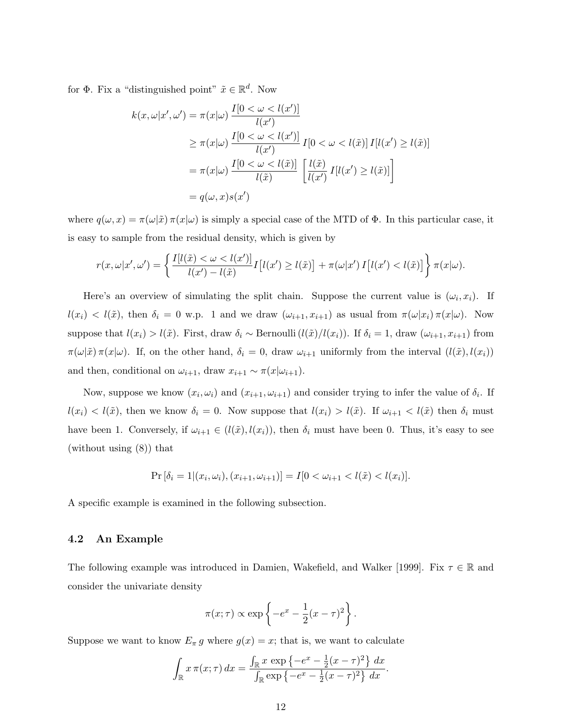for $\Phi$. Fix a "distinguished point" $\tilde{x} \in \mathbb{R}^d$. Now

$$
\begin{aligned}
k(x, \omega | x', \omega') &= \pi(x|\omega) \, \frac{I[0 < \omega < l(x')]}{l(x')} \\
&\geq \pi(x|\omega) \, \frac{I[0 < \omega < l(x')]}{l(x')} \, I[0 < \omega < l(\tilde{x})] \, I[l(x') \geq l(\tilde{x})] \\
&= \pi(x|\omega) \, \frac{I[0 < \omega < l(\tilde{x})]}{l(\tilde{x})} \, \left[ \frac{l(\tilde{x})}{l(x')} \, I[l(x') \geq l(\tilde{x})] \right] \\
&= q(\omega, x) s(x')
\end{aligned}
$$

where $q(\omega, x) = \pi(\omega|\tilde{x}) \, \pi(x|\omega)$ is simply a special case of the MTD of $\Phi$. In this particular case, it is easy to sample from the residual density, which is given by

$$
r(x, \omega | x', \omega') = \left\{ \frac{I[l(\tilde{x}) < \omega < l(x')]}{l(x') - l(\tilde{x})} I\big[l(x') \geq l(\tilde{x})\big] + \pi(\omega|x') \, I\big[l(x') < l(\tilde{x})\big] \right\} \pi(x|\omega).
$$

Here's an overview of simulating the split chain. Suppose the current value is $(\omega_i, x_i)$. If $l(x_i) < l(\tilde{x})$, then $\delta_i = 0$ w.p. 1 and we draw $(\omega_{i+1}, x_{i+1})$ as usual from $\pi(\omega|x_i) \, \pi(x|\omega)$. Now suppose that $l(x_i) > l(\tilde{x})$. First, draw $\delta_i \sim \text{Bernoulli}\,(l(\tilde{x})/l(x_i))$. If $\delta_i = 1$, draw $(\omega_{i+1}, x_{i+1})$ from $\pi(\omega|\tilde{x}) \, \pi(x|\omega)$. If, on the other hand, $\delta_i = 0$, draw $\omega_{i+1}$ uniformly from the interval $(l(\tilde{x}), l(x_i))$ and then, conditional on $\omega_{i+1}$, draw $x_{i+1} \sim \pi(x|\omega_{i+1})$.

Now, suppose we know $(x_i, \omega_i)$ and $(x_{i+1}, \omega_{i+1})$ and consider trying to infer the value of $\delta_i$. If $l(x_i) < l(\tilde{x})$, then we know $\delta_i = 0$. Now suppose that $l(x_i) > l(\tilde{x})$. If $\omega_{i+1} < l(\tilde{x})$ then $\delta_i$ must have been 1. Conversely, if $\omega_{i+1} \in (l(\tilde{x}), l(x_i))$, then $\delta_i$ must have been 0. Thus, it's easy to see (without using (8)) that

$$
\Pr\left[\delta_i = 1 | (x_i, \omega_i), (x_{i+1}, \omega_{i+1})\right] = I[0 < \omega_{i+1} < l(\tilde{x}) < l(x_i)].
$$

A specific example is examined in the following subsection.

### 4.2 An Example

The following example was introduced in Damien, Wakefield, and Walker [1999]. Fix $\tau \in \mathbb{R}$ and consider the univariate density

$$
\pi(x; \tau) \propto \exp\left\{ -e^x - \frac{1}{2}(x - \tau)^2 \right\}.
$$

Suppose we want to know $E_\pi \, g$ where $g(x) = x$; that is, we want to calculate

$$
\int_{\mathbb{R}} x \, \pi(x; \tau) \, dx = \frac{\int_{\mathbb{R}} x \, \exp\left\{-e^x - \frac{1}{2}(x - \tau)^2\right\} \, dx}{\int_{\mathbb{R}} \exp\left\{-e^x - \frac{1}{2}(x - \tau)^2\right\} \, dx}.
$$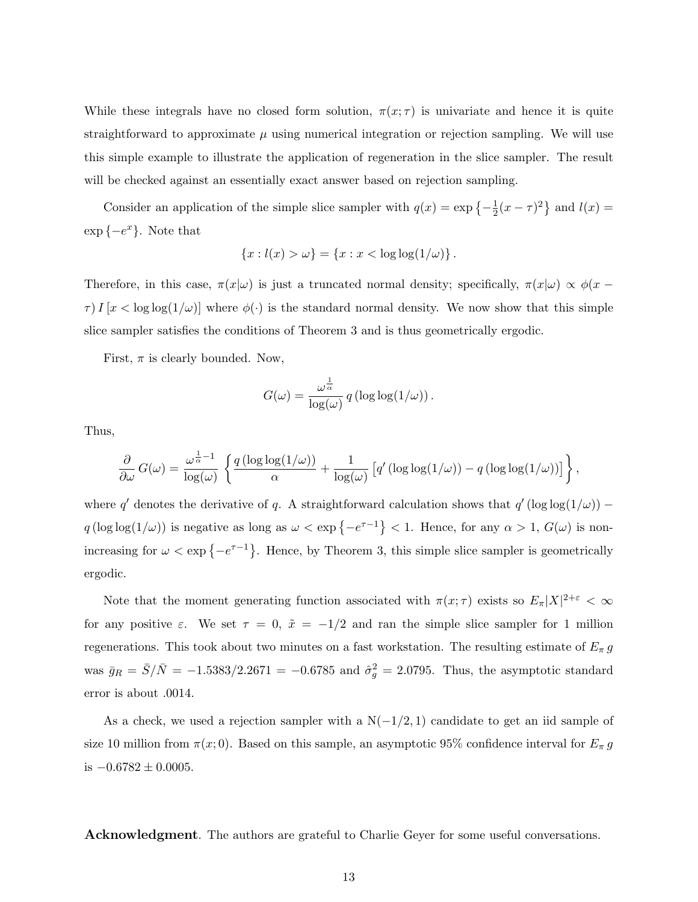While these integrals have no closed form solution, $\pi(x;\tau)$ is univariate and hence it is quite straightforward to approximate $\mu$ using numerical integration or rejection sampling. We will use this simple example to illustrate the application of regeneration in the slice sampler. The result will be checked against an essentially exact answer based on rejection sampling.

Consider an application of the simple slice sampler with $q(x) = \exp\left\{-\frac{1}{2}(x-\tau)^2\right\}$ and $l(x) = \exp\{-e^x\}$. Note that

$$\{x : l(x) > \omega\} = \{x : x < \log\log(1/\omega)\}\,.$$

Therefore, in this case, $\pi(x|\omega)$ is just a truncated normal density; specifically, $\pi(x|\omega) \propto \phi(x - \tau)\, I\left[x < \log\log(1/\omega)\right]$ where $\phi(\cdot)$ is the standard normal density. We now show that this simple slice sampler satisfies the conditions of Theorem 3 and is thus geometrically ergodic.

First, $\pi$ is clearly bounded. Now,

$$G(\omega) = \frac{\omega^{\frac{1}{\alpha}}}{\log(\omega)}\, q\left(\log\log(1/\omega)\right).$$

Thus,

$$\frac{\partial}{\partial\omega}\, G(\omega) = \frac{\omega^{\frac{1}{\alpha}-1}}{\log(\omega)} \left\{ \frac{q\left(\log\log(1/\omega)\right)}{\alpha} + \frac{1}{\log(\omega)}\left[q'\left(\log\log(1/\omega)\right) - q\left(\log\log(1/\omega)\right)\right] \right\},$$

where $q'$ denotes the derivative of $q$. A straightforward calculation shows that $q'\left(\log\log(1/\omega)\right) - q\left(\log\log(1/\omega)\right)$ is negative as long as $\omega < \exp\left\{-e^{\tau-1}\right\} < 1$. Hence, for any $\alpha > 1$, $G(\omega)$ is non-increasing for $\omega < \exp\left\{-e^{\tau-1}\right\}$. Hence, by Theorem 3, this simple slice sampler is geometrically ergodic.

Note that the moment generating function associated with $\pi(x;\tau)$ exists so $E_\pi|X|^{2+\varepsilon} < \infty$ for any positive $\varepsilon$. We set $\tau = 0$, $\tilde{x} = -1/2$ and ran the simple slice sampler for 1 million regenerations. This took about two minutes on a fast workstation. The resulting estimate of $E_\pi\, g$ was $\bar{g}_R = \bar{S}/\bar{N} = -1.5383/2.2671 = -0.6785$ and $\hat{\sigma}_g^2 = 2.0795$. Thus, the asymptotic standard error is about .0014.

As a check, we used a rejection sampler with a $\mathrm{N}(-1/2, 1)$ candidate to get an iid sample of size 10 million from $\pi(x;0)$. Based on this sample, an asymptotic 95% confidence interval for $E_\pi\, g$ is $-0.6782 \pm 0.0005$.

**Acknowledgment**. The authors are grateful to Charlie Geyer for some useful conversations.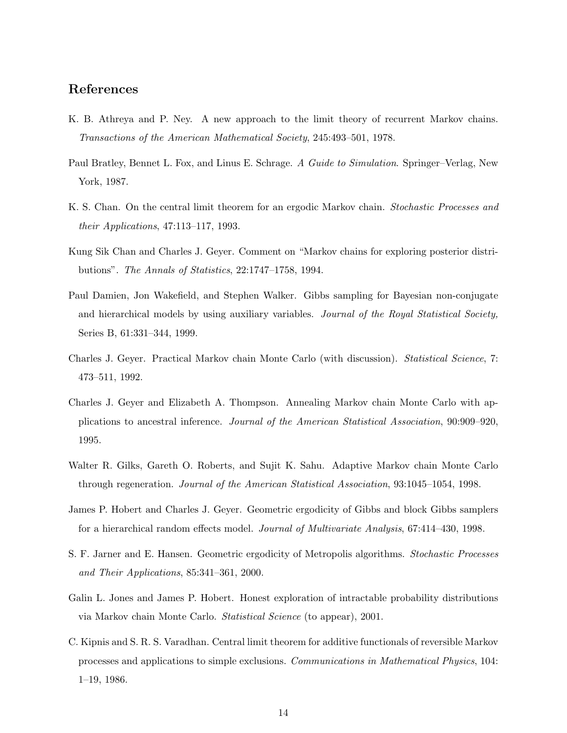## References

K. B. Athreya and P. Ney. A new approach to the limit theory of recurrent Markov chains. *Transactions of the American Mathematical Society*, 245:493–501, 1978.

Paul Bratley, Bennet L. Fox, and Linus E. Schrage. *A Guide to Simulation*. Springer–Verlag, New York, 1987.

K. S. Chan. On the central limit theorem for an ergodic Markov chain. *Stochastic Processes and their Applications*, 47:113–117, 1993.

Kung Sik Chan and Charles J. Geyer. Comment on "Markov chains for exploring posterior distributions". *The Annals of Statistics*, 22:1747–1758, 1994.

Paul Damien, Jon Wakefield, and Stephen Walker. Gibbs sampling for Bayesian non-conjugate and hierarchical models by using auxiliary variables. *Journal of the Royal Statistical Society,* Series B, 61:331–344, 1999.

Charles J. Geyer. Practical Markov chain Monte Carlo (with discussion). *Statistical Science*, 7: 473–511, 1992.

Charles J. Geyer and Elizabeth A. Thompson. Annealing Markov chain Monte Carlo with applications to ancestral inference. *Journal of the American Statistical Association*, 90:909–920, 1995.

Walter R. Gilks, Gareth O. Roberts, and Sujit K. Sahu. Adaptive Markov chain Monte Carlo through regeneration. *Journal of the American Statistical Association*, 93:1045–1054, 1998.

James P. Hobert and Charles J. Geyer. Geometric ergodicity of Gibbs and block Gibbs samplers for a hierarchical random effects model. *Journal of Multivariate Analysis*, 67:414–430, 1998.

S. F. Jarner and E. Hansen. Geometric ergodicity of Metropolis algorithms. *Stochastic Processes and Their Applications*, 85:341–361, 2000.

Galin L. Jones and James P. Hobert. Honest exploration of intractable probability distributions via Markov chain Monte Carlo. *Statistical Science* (to appear), 2001.

C. Kipnis and S. R. S. Varadhan. Central limit theorem for additive functionals of reversible Markov processes and applications to simple exclusions. *Communications in Mathematical Physics*, 104: 1–19, 1986.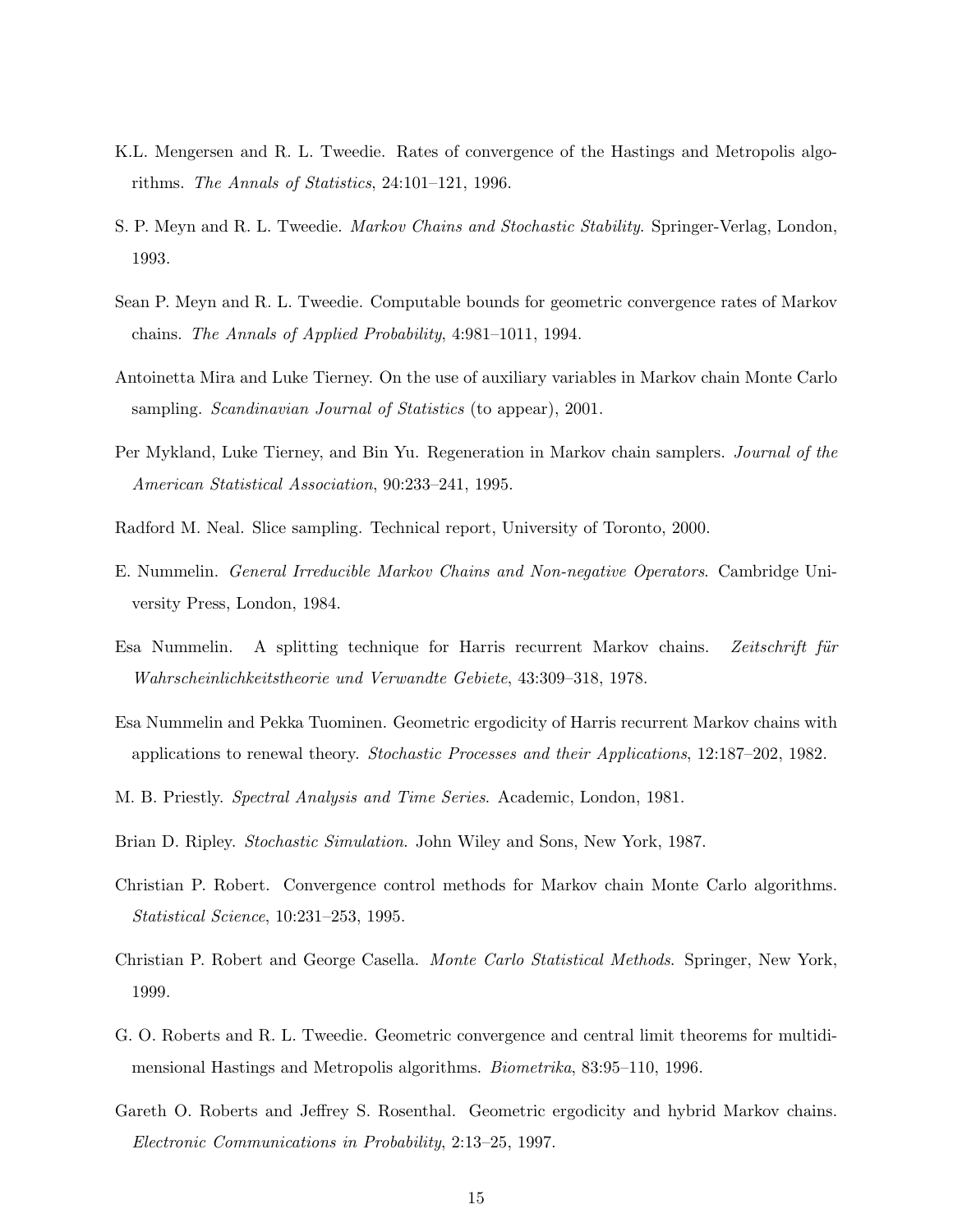K.L. Mengersen and R. L. Tweedie. Rates of convergence of the Hastings and Metropolis algorithms. *The Annals of Statistics*, 24:101–121, 1996.

S. P. Meyn and R. L. Tweedie. *Markov Chains and Stochastic Stability*. Springer-Verlag, London, 1993.

Sean P. Meyn and R. L. Tweedie. Computable bounds for geometric convergence rates of Markov chains. *The Annals of Applied Probability*, 4:981–1011, 1994.

Antoinetta Mira and Luke Tierney. On the use of auxiliary variables in Markov chain Monte Carlo sampling. *Scandinavian Journal of Statistics* (to appear), 2001.

Per Mykland, Luke Tierney, and Bin Yu. Regeneration in Markov chain samplers. *Journal of the American Statistical Association*, 90:233–241, 1995.

Radford M. Neal. Slice sampling. Technical report, University of Toronto, 2000.

E. Nummelin. *General Irreducible Markov Chains and Non-negative Operators*. Cambridge University Press, London, 1984.

Esa Nummelin. A splitting technique for Harris recurrent Markov chains. *Zeitschrift für Wahrscheinlichkeitstheorie und Verwandte Gebiete*, 43:309–318, 1978.

Esa Nummelin and Pekka Tuominen. Geometric ergodicity of Harris recurrent Markov chains with applications to renewal theory. *Stochastic Processes and their Applications*, 12:187–202, 1982.

M. B. Priestly. *Spectral Analysis and Time Series*. Academic, London, 1981.

Brian D. Ripley. *Stochastic Simulation*. John Wiley and Sons, New York, 1987.

Christian P. Robert. Convergence control methods for Markov chain Monte Carlo algorithms. *Statistical Science*, 10:231–253, 1995.

Christian P. Robert and George Casella. *Monte Carlo Statistical Methods*. Springer, New York, 1999.

G. O. Roberts and R. L. Tweedie. Geometric convergence and central limit theorems for multidimensional Hastings and Metropolis algorithms. *Biometrika*, 83:95–110, 1996.

Gareth O. Roberts and Jeffrey S. Rosenthal. Geometric ergodicity and hybrid Markov chains. *Electronic Communications in Probability*, 2:13–25, 1997.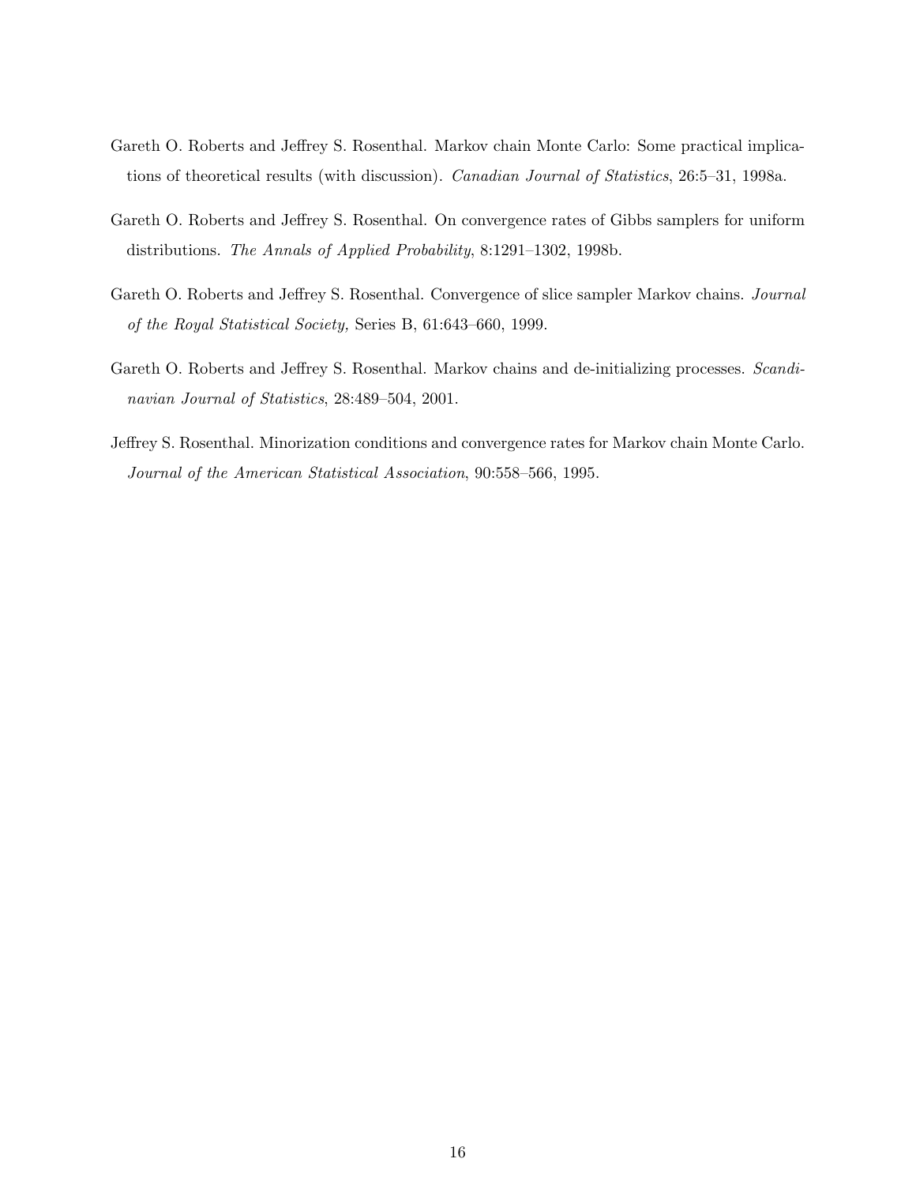Gareth O. Roberts and Jeffrey S. Rosenthal. Markov chain Monte Carlo: Some practical implications of theoretical results (with discussion). *Canadian Journal of Statistics*, 26:5–31, 1998a.

Gareth O. Roberts and Jeffrey S. Rosenthal. On convergence rates of Gibbs samplers for uniform distributions. *The Annals of Applied Probability*, 8:1291–1302, 1998b.

Gareth O. Roberts and Jeffrey S. Rosenthal. Convergence of slice sampler Markov chains. *Journal of the Royal Statistical Society,* Series B, 61:643–660, 1999.

Gareth O. Roberts and Jeffrey S. Rosenthal. Markov chains and de-initializing processes. *Scandinavian Journal of Statistics*, 28:489–504, 2001.

Jeffrey S. Rosenthal. Minorization conditions and convergence rates for Markov chain Monte Carlo. *Journal of the American Statistical Association*, 90:558–566, 1995.